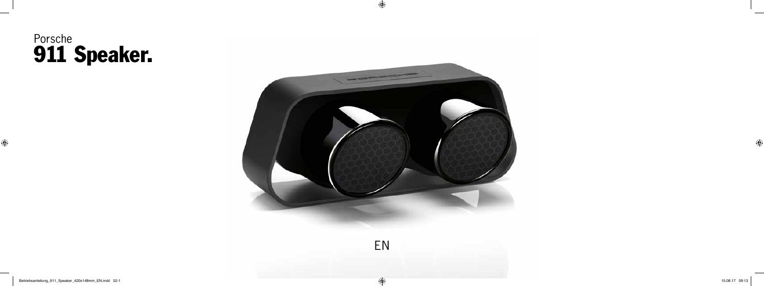Porsche
# 911 Speaker.

EN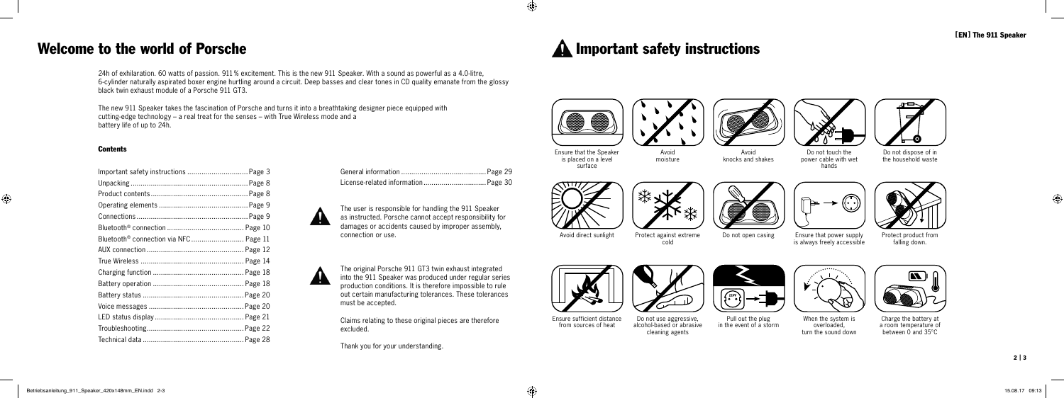# Welcome to the world of Porsche

24h of exhilaration. 60 watts of passion. 911 % excitement. This is the new 911 Speaker. With a sound as powerful as a 4.0-litre, 6-cylinder naturally aspirated boxer engine hurtling around a circuit. Deep basses and clear tones in CD quality emanate from the glossy black twin exhaust module of a Porsche 911 GT3.

The new 911 Speaker takes the fascination of Porsche and turns it into a breathtaking designer piece equipped with cutting-edge technology – a real treat for the senses – with True Wireless mode and a battery life of up to 24h.

### Contents

| | |
|---|---|
| Important safety instructions | Page 3 |
| Unpacking | Page 8 |
| Product contents | Page 8 |
| Operating elements | Page 9 |
| Connections | Page 9 |
| Bluetooth® connection | Page 10 |
| Bluetooth® connection via NFC | Page 11 |
| AUX connection | Page 12 |
| True Wireless | Page 14 |
| Charging function | Page 18 |
| Battery operation | Page 18 |
| Battery status | Page 20 |
| Voice messages | Page 20 |
| LED status display | Page 21 |
| Troubleshooting | Page 22 |
| Technical data | Page 28 |
| General information | Page 29 |
| License-related information | Page 30 |

The user is responsible for handling the 911 Speaker as instructed. Porsche cannot accept responsibility for damages or accidents caused by improper assembly, connection or use.

The original Porsche 911 GT3 twin exhaust integrated into the 911 Speaker was produced under regular series production conditions. It is therefore impossible to rule out certain manufacturing tolerances. These tolerances must be accepted.

Claims relating to these original pieces are therefore excluded.

Thank you for your understanding.

# Important safety instructions

- Ensure that the Speaker is placed on a level surface
- Avoid moisture
- Avoid knocks and shakes
- Do not touch the power cable with wet hands
- Do not dispose of in the household waste
- Avoid direct sunlight
- Protect against extreme cold
- Do not open casing
- Ensure that power supply is always freely accessible
- Protect product from falling down.
- Ensure sufficient distance from sources of heat
- Do not use aggressive, alcohol-based or abrasive cleaning agents
- Pull out the plug in the event of a storm
- When the system is overloaded, turn the sound down
- Charge the battery at a room temperature of between 0 and 35°C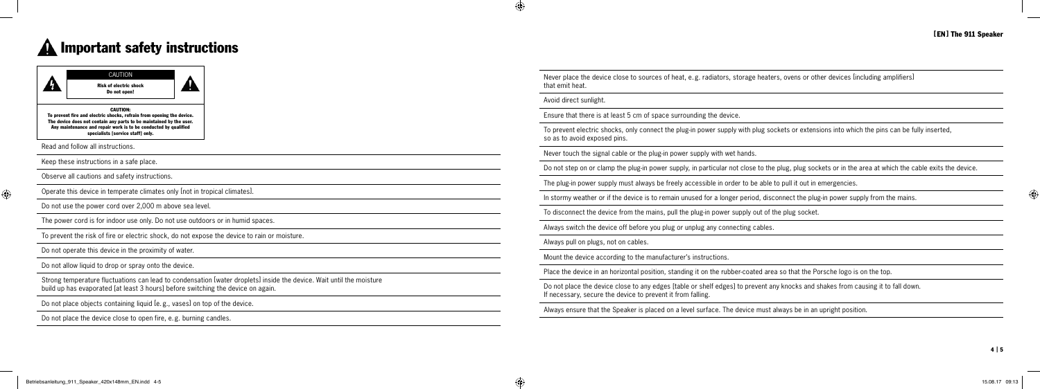# Important safety instructions

CAUTION

**Risk of electric shock**
**Do not open!**

**CAUTION:**
**To prevent fire and electric shocks, refrain from opening the device. The device does not contain any parts to be maintained by the user. Any maintenance and repair work is to be conducted by qualified specialists (service staff) only.**

Read and follow all instructions.

Keep these instructions in a safe place.

Observe all cautions and safety instructions.

Operate this device in temperate climates only (not in tropical climates).

Do not use the power cord over 2,000 m above sea level.

The power cord is for indoor use only. Do not use outdoors or in humid spaces.

To prevent the risk of fire or electric shock, do not expose the device to rain or moisture.

Do not operate this device in the proximity of water.

Do not allow liquid to drop or spray onto the device.

Strong temperature fluctuations can lead to condensation (water droplets) inside the device. Wait until the moisture build up has evaporated (at least 3 hours) before switching the device on again.

Do not place objects containing liquid (e. g., vases) on top of the device.

Do not place the device close to open fire, e. g. burning candles.

Never place the device close to sources of heat, e. g. radiators, storage heaters, ovens or other devices (including amplifiers) that emit heat.

Avoid direct sunlight.

Ensure that there is at least 5 cm of space surrounding the device.

To prevent electric shocks, only connect the plug-in power supply with plug sockets or extensions into which the pins can be fully inserted, so as to avoid exposed pins.

Never touch the signal cable or the plug-in power supply with wet hands.

Do not step on or clamp the plug-in power supply, in particular not close to the plug, plug sockets or in the area at which the cable exits the device.

The plug-in power supply must always be freely accessible in order to be able to pull it out in emergencies.

In stormy weather or if the device is to remain unused for a longer period, disconnect the plug-in power supply from the mains.

To disconnect the device from the mains, pull the plug-in power supply out of the plug socket.

Always switch the device off before you plug or unplug any connecting cables.

Always pull on plugs, not on cables.

Mount the device according to the manufacturer's instructions.

Place the device in an horizontal position, standing it on the rubber-coated area so that the Porsche logo is on the top.

Do not place the device close to any edges (table or shelf edges) to prevent any knocks and shakes from causing it to fall down. If necessary, secure the device to prevent it from falling.

Always ensure that the Speaker is placed on a level surface. The device must always be in an upright position.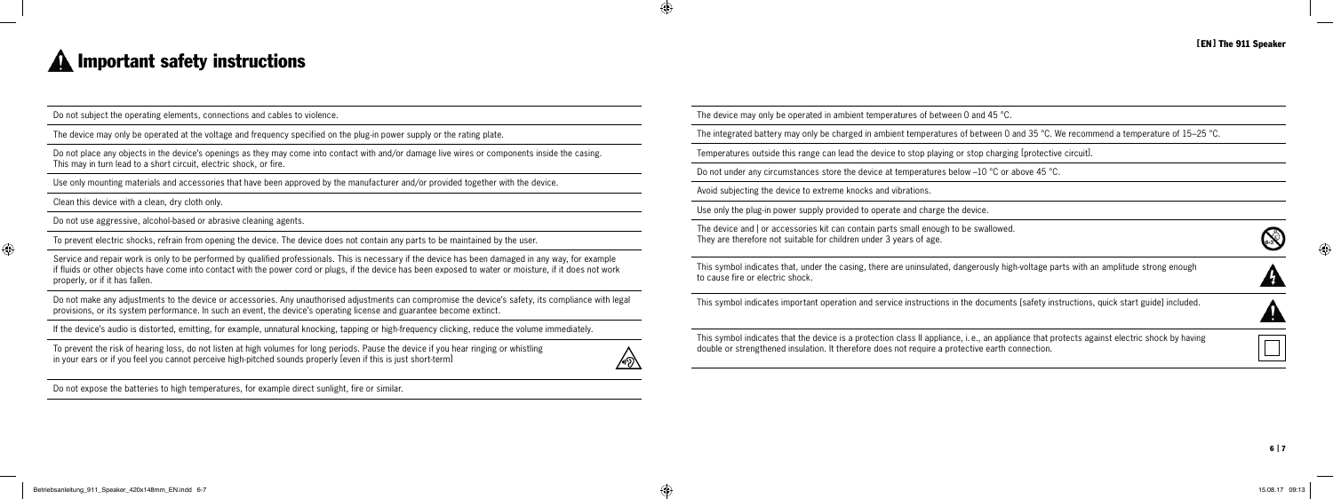# Important safety instructions

Do not subject the operating elements, connections and cables to violence.

The device may only be operated at the voltage and frequency specified on the plug-in power supply or the rating plate.

Do not place any objects in the device's openings as they may come into contact with and/or damage live wires or components inside the casing. This may in turn lead to a short circuit, electric shock, or fire.

Use only mounting materials and accessories that have been approved by the manufacturer and/or provided together with the device.

Clean this device with a clean, dry cloth only.

Do not use aggressive, alcohol-based or abrasive cleaning agents.

To prevent electric shocks, refrain from opening the device. The device does not contain any parts to be maintained by the user.

Service and repair work is only to be performed by qualified professionals. This is necessary if the device has been damaged in any way, for example if fluids or other objects have come into contact with the power cord or plugs, if the device has been exposed to water or moisture, if it does not work properly, or if it has fallen.

Do not make any adjustments to the device or accessories. Any unauthorised adjustments can compromise the device's safety, its compliance with legal provisions, or its system performance. In such an event, the device's operating license and guarantee become extinct.

If the device's audio is distorted, emitting, for example, unnatural knocking, tapping or high-frequency clicking, reduce the volume immediately.

To prevent the risk of hearing loss, do not listen at high volumes for long periods. Pause the device if you hear ringing or whistling in your ears or if you feel you cannot perceive high-pitched sounds properly (even if this is just short-term)

Do not expose the batteries to high temperatures, for example direct sunlight, fire or similar.

The device may only be operated in ambient temperatures of between 0 and 45 °C.

The integrated battery may only be charged in ambient temperatures of between 0 and 35 °C. We recommend a temperature of 15–25 °C.

Temperatures outside this range can lead the device to stop playing or stop charging (protective circuit).

Do not under any circumstances store the device at temperatures below –10 °C or above 45 °C.

Avoid subjecting the device to extreme knocks and vibrations.

Use only the plug-in power supply provided to operate and charge the device.

The device and / or accessories kit can contain parts small enough to be swallowed. They are therefore not suitable for children under 3 years of age.

This symbol indicates that, under the casing, there are uninsulated, dangerously high-voltage parts with an amplitude strong enough to cause fire or electric shock.

This symbol indicates important operation and service instructions in the documents (safety instructions, quick start guide) included.

This symbol indicates that the device is a protection class II appliance, i.e., an appliance that protects against electric shock by having double or strengthened insulation. It therefore does not require a protective earth connection.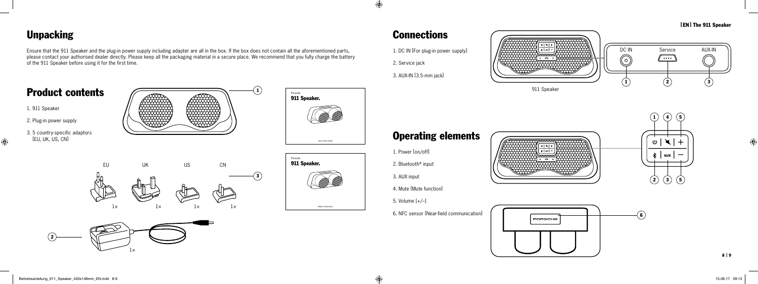# Unpacking

Ensure that the 911 Speaker and the plug-in power supply including adapter are all in the box. If the box does not contain all the aforementioned parts, please contact your authorised dealer directly. Please keep all the packaging material in a secure place. We recommend that you fully charge the battery of the 911 Speaker before using it for the first time.

## Product contents

1. 911 Speaker
2. Plug-in power supply
3. 5 country-specific adaptors [EU, UK, US, CN]

# Connections

1. DC IN [For plug-in power supply]
2. Service jack
3. AUX-IN [3.5-mm jack]

# Operating elements

1. Power [on/off]
2. Bluetooth® input
3. AUX input
4. Mute [Mute function]
5. Volume [+/–]
6. NFC sensor [Near-field communication]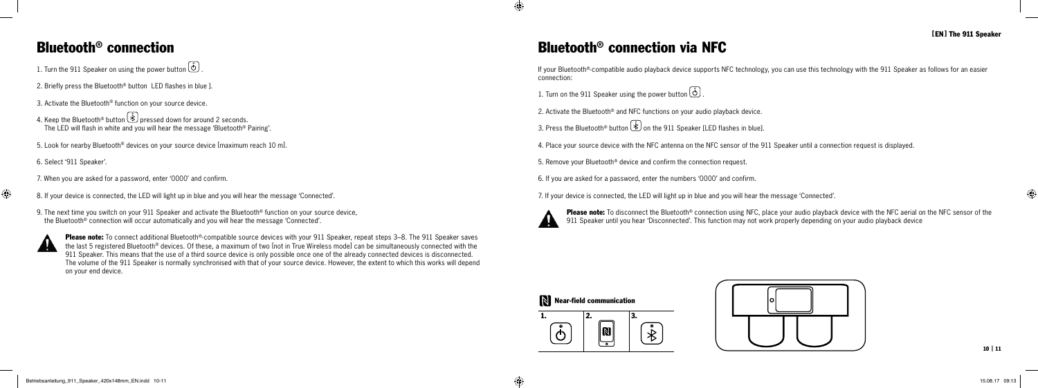## Bluetooth® connection

1. Turn the 911 Speaker on using the power button .
2. Briefly press the Bluetooth® button LED flashes in blue ].
3. Activate the Bluetooth® function on your source device.
4. Keep the Bluetooth® button pressed down for around 2 seconds.
   The LED will flash in white and you will hear the message 'Bluetooth® Pairing'.
5. Look for nearby Bluetooth® devices on your source device [maximum reach 10 m].
6. Select '911 Speaker'.
7. When you are asked for a password, enter '0000' and confirm.
8. If your device is connected, the LED will light up in blue and you will hear the message 'Connected'.
9. The next time you switch on your 911 Speaker and activate the Bluetooth® function on your source device, the Bluetooth® connection will occur automatically and you will hear the message 'Connected'.

**Please note:** To connect additional Bluetooth®-compatible source devices with your 911 Speaker, repeat steps 3–8. The 911 Speaker saves the last 5 registered Bluetooth® devices. Of these, a maximum of two [not in True Wireless mode] can be simultaneously connected with the 911 Speaker. This means that the use of a third source device is only possible once one of the already connected devices is disconnected. The volume of the 911 Speaker is normally synchronised with that of your source device. However, the extent to which this works will depend on your end device.

## Bluetooth® connection via NFC

If your Bluetooth®-compatible audio playback device supports NFC technology, you can use this technology with the 911 Speaker as follows for an easier connection:

1. Turn on the 911 Speaker using the power button .
2. Activate the Bluetooth® and NFC functions on your audio playback device.
3. Press the Bluetooth® button on the 911 Speaker [LED flashes in blue].
4. Place your source device with the NFC antenna on the NFC sensor of the 911 Speaker until a connection request is displayed.
5. Remove your Bluetooth® device and confirm the connection request.
6. If you are asked for a password, enter the numbers '0000' and confirm.
7. If your device is connected, the LED will light up in blue and you will hear the message 'Connected'.

**Please note:** To disconnect the Bluetooth® connection using NFC, place your audio playback device with the NFC aerial on the NFC sensor of the 911 Speaker until you hear 'Disconnected'. This function may not work properly depending on your audio playback device

**Near-field communication**

1. 2. 3.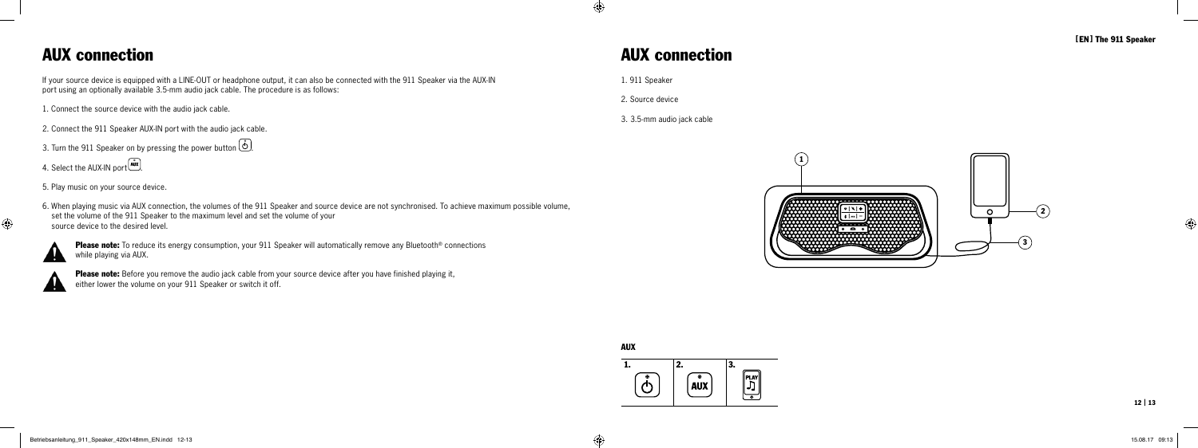# AUX connection

If your source device is equipped with a LINE-OUT or headphone output, it can also be connected with the 911 Speaker via the AUX-IN port using an optionally available 3.5-mm audio jack cable. The procedure is as follows:

1. Connect the source device with the audio jack cable.
2. Connect the 911 Speaker AUX-IN port with the audio jack cable.
3. Turn the 911 Speaker on by pressing the power button.
4. Select the AUX-IN port.
5. Play music on your source device.
6. When playing music via AUX connection, the volumes of the 911 Speaker and source device are not synchronised. To achieve maximum possible volume, set the volume of the 911 Speaker to the maximum level and set the volume of your source device to the desired level.

**Please note:** To reduce its energy consumption, your 911 Speaker will automatically remove any Bluetooth® connections while playing via AUX.

**Please note:** Before you remove the audio jack cable from your source device after you have finished playing it, either lower the volume on your 911 Speaker or switch it off.

# AUX connection

1. 911 Speaker
2. Source device
3. 3.5-mm audio jack cable

**AUX**

| 1. | 2. | 3. |
|---|---|---|
|  | AUX | PLAY |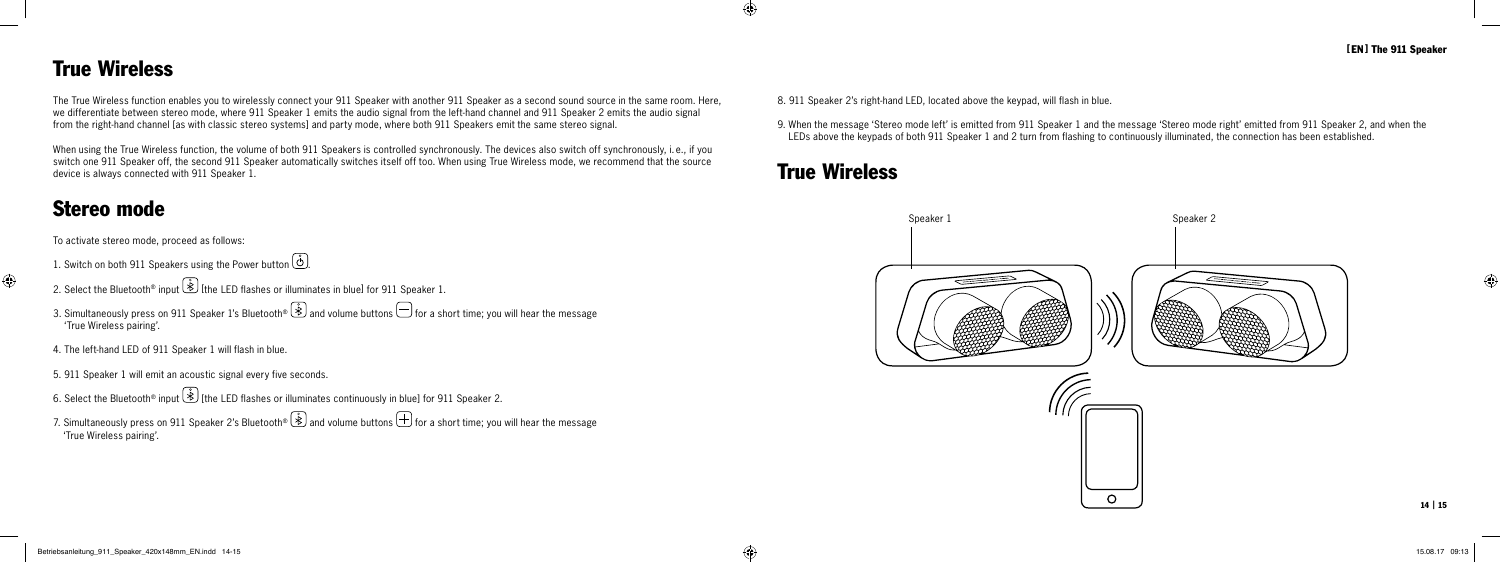## True Wireless

The True Wireless function enables you to wirelessly connect your 911 Speaker with another 911 Speaker as a second sound source in the same room. Here, we differentiate between stereo mode, where 911 Speaker 1 emits the audio signal from the left-hand channel and 911 Speaker 2 emits the audio signal from the right-hand channel (as with classic stereo systems) and party mode, where both 911 Speakers emit the same stereo signal.

When using the True Wireless function, the volume of both 911 Speakers is controlled synchronously. The devices also switch off synchronously, i.e., if you switch one 911 Speaker off, the second 911 Speaker automatically switches itself off too. When using True Wireless mode, we recommend that the source device is always connected with 911 Speaker 1.

## Stereo mode

To activate stereo mode, proceed as follows:

1. Switch on both 911 Speakers using the Power button.
2. Select the Bluetooth® input (the LED flashes or illuminates in blue) for 911 Speaker 1.
3. Simultaneously press on 911 Speaker 1's Bluetooth® and volume buttons for a short time; you will hear the message 'True Wireless pairing'.
4. The left-hand LED of 911 Speaker 1 will flash in blue.
5. 911 Speaker 1 will emit an acoustic signal every five seconds.
6. Select the Bluetooth® input (the LED flashes or illuminates continuously in blue) for 911 Speaker 2.
7. Simultaneously press on 911 Speaker 2's Bluetooth® and volume buttons for a short time; you will hear the message 'True Wireless pairing'.
8. 911 Speaker 2's right-hand LED, located above the keypad, will flash in blue.
9. When the message 'Stereo mode left' is emitted from 911 Speaker 1 and the message 'Stereo mode right' emitted from 911 Speaker 2, and when the LEDs above the keypads of both 911 Speaker 1 and 2 turn from flashing to continuously illuminated, the connection has been established.

## True Wireless

Speaker 1

Speaker 2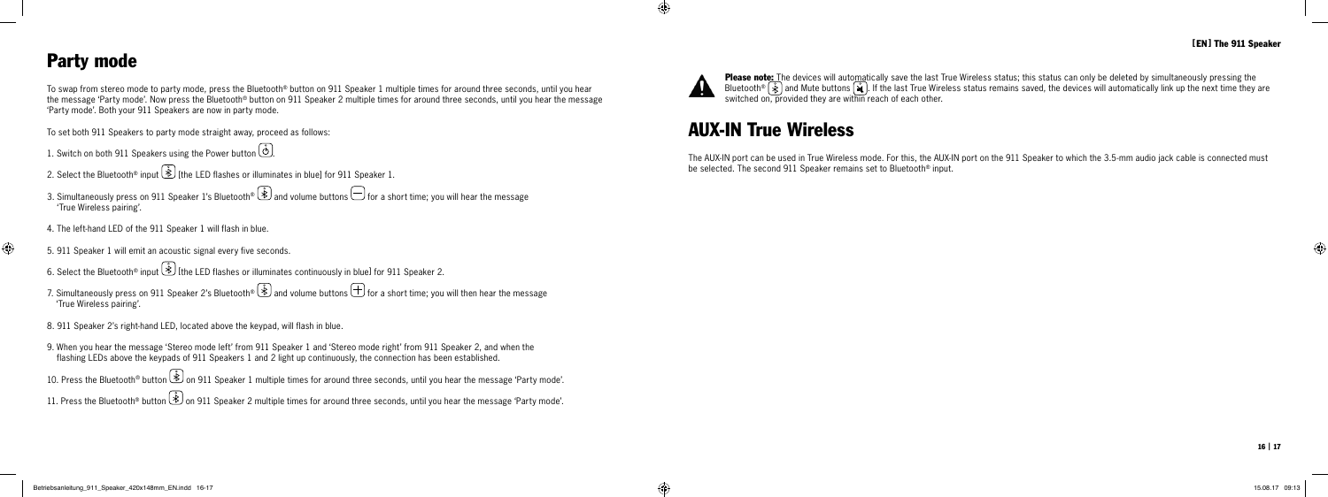## Party mode

To swap from stereo mode to party mode, press the Bluetooth® button on 911 Speaker 1 multiple times for around three seconds, until you hear the message 'Party mode'. Now press the Bluetooth® button on 911 Speaker 2 multiple times for around three seconds, until you hear the message 'Party mode'. Both your 911 Speakers are now in party mode.

To set both 911 Speakers to party mode straight away, proceed as follows:

1. Switch on both 911 Speakers using the Power button.
2. Select the Bluetooth® input [the LED flashes or illuminates in blue] for 911 Speaker 1.
3. Simultaneously press on 911 Speaker 1's Bluetooth® and volume buttons for a short time; you will hear the message 'True Wireless pairing'.
4. The left-hand LED of the 911 Speaker 1 will flash in blue.
5. 911 Speaker 1 will emit an acoustic signal every five seconds.
6. Select the Bluetooth® input [the LED flashes or illuminates continuously in blue] for 911 Speaker 2.
7. Simultaneously press on 911 Speaker 2's Bluetooth® and volume buttons for a short time; you will then hear the message 'True Wireless pairing'.
8. 911 Speaker 2's right-hand LED, located above the keypad, will flash in blue.
9. When you hear the message 'Stereo mode left' from 911 Speaker 1 and 'Stereo mode right' from 911 Speaker 2, and when the flashing LEDs above the keypads of 911 Speakers 1 and 2 light up continuously, the connection has been established.
10. Press the Bluetooth® button on 911 Speaker 1 multiple times for around three seconds, until you hear the message 'Party mode'.
11. Press the Bluetooth® button on 911 Speaker 2 multiple times for around three seconds, until you hear the message 'Party mode'.

**Please note:** The devices will automatically save the last True Wireless status; this status can only be deleted by simultaneously pressing the Bluetooth® and Mute buttons. If the last True Wireless status remains saved, the devices will automatically link up the next time they are switched on, provided they are within reach of each other.

## AUX-IN True Wireless

The AUX-IN port can be used in True Wireless mode. For this, the AUX-IN port on the 911 Speaker to which the 3.5-mm audio jack cable is connected must be selected. The second 911 Speaker remains set to Bluetooth® input.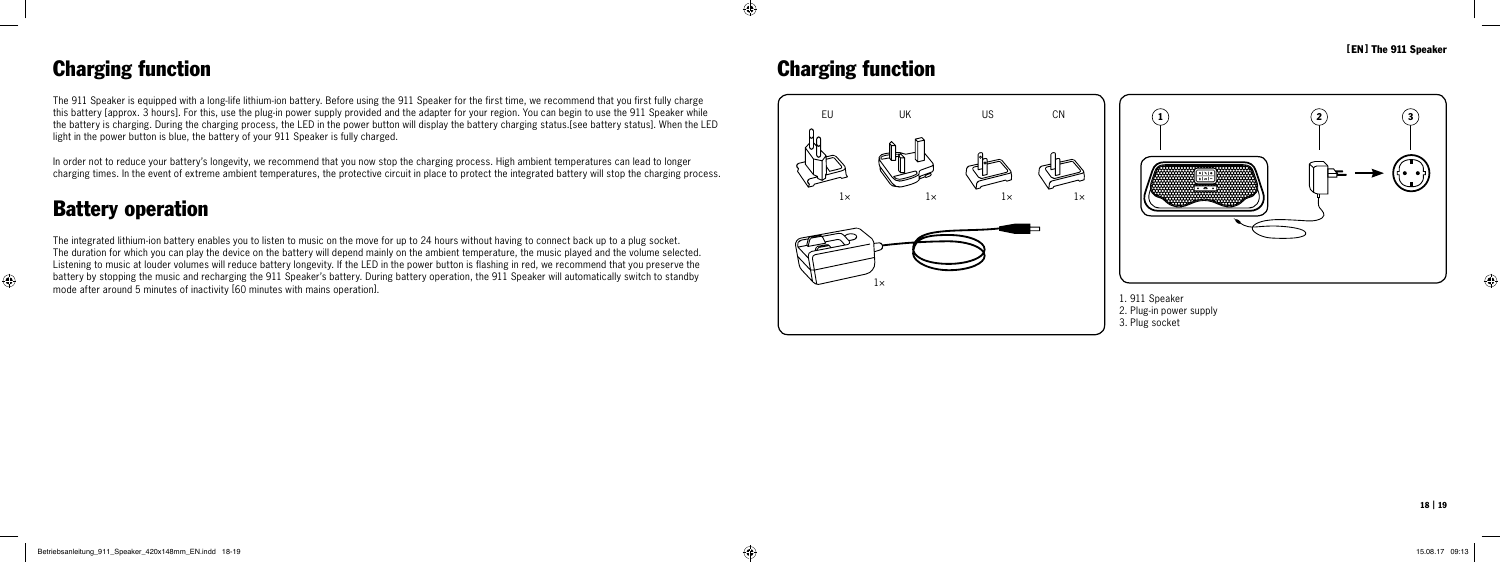## Charging function

The 911 Speaker is equipped with a long-life lithium-ion battery. Before using the 911 Speaker for the first time, we recommend that you first fully charge this battery [approx. 3 hours]. For this, use the plug-in power supply provided and the adapter for your region. You can begin to use the 911 Speaker while the battery is charging. During the charging process, the LED in the power button will display the battery charging status.[see battery status]. When the LED light in the power button is blue, the battery of your 911 Speaker is fully charged.

In order not to reduce your battery's longevity, we recommend that you now stop the charging process. High ambient temperatures can lead to longer charging times. In the event of extreme ambient temperatures, the protective circuit in place to protect the integrated battery will stop the charging process.

## Battery operation

The integrated lithium-ion battery enables you to listen to music on the move for up to 24 hours without having to connect back up to a plug socket. The duration for which you can play the device on the battery will depend mainly on the ambient temperature, the music played and the volume selected. Listening to music at louder volumes will reduce battery longevity. If the LED in the power button is flashing in red, we recommend that you preserve the battery by stopping the music and recharging the 911 Speaker's battery. During battery operation, the 911 Speaker will automatically switch to standby mode after around 5 minutes of inactivity [60 minutes with mains operation].

## Charging function

EU 1× UK 1× US 1× CN 1×

1×

1. 911 Speaker
2. Plug-in power supply
3. Plug socket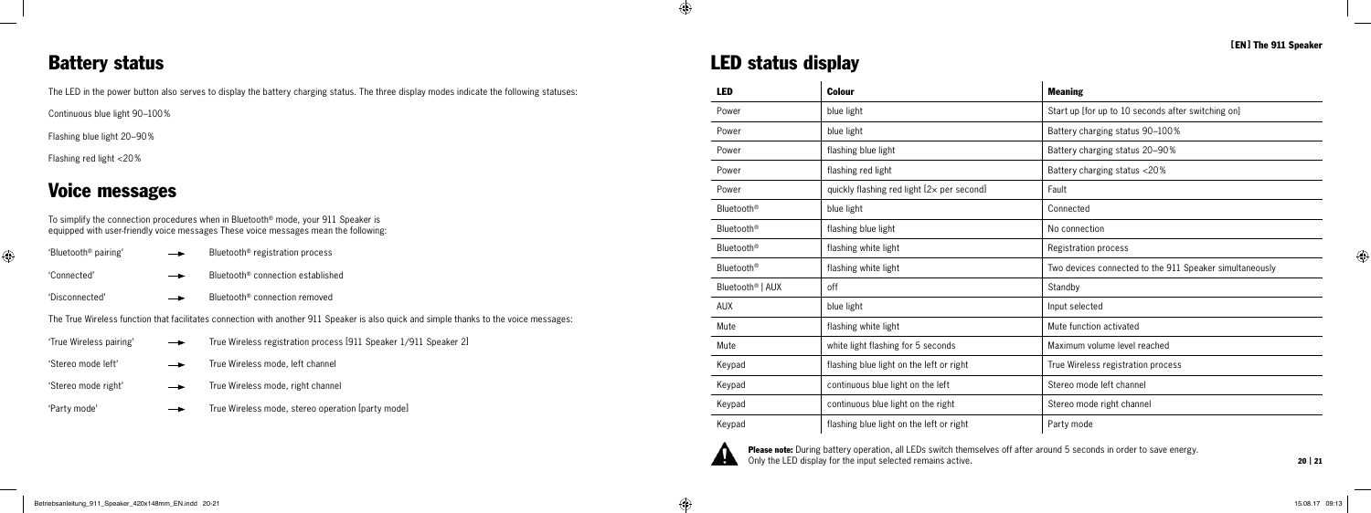## Battery status

The LED in the power button also serves to display the battery charging status. The three display modes indicate the following statuses:

Continuous blue light 90–100 %

Flashing blue light 20–90 %

Flashing red light <20 %

## Voice messages

To simplify the connection procedures when in Bluetooth® mode, your 911 Speaker is equipped with user-friendly voice messages These voice messages mean the following:

'Bluetooth® pairing' → Bluetooth® registration process

'Connected' → Bluetooth® connection established

'Disconnected' → Bluetooth® connection removed

The True Wireless function that facilitates connection with another 911 Speaker is also quick and simple thanks to the voice messages:

'True Wireless pairing' → True Wireless registration process [911 Speaker 1/911 Speaker 2]

'Stereo mode left' → True Wireless mode, left channel

'Stereo mode right' → True Wireless mode, right channel

'Party mode' → True Wireless mode, stereo operation [party mode]

## LED status display

| LED | Colour | Meaning |
|---|---|---|
| Power | blue light | Start up [for up to 10 seconds after switching on] |
| Power | blue light | Battery charging status 90–100 % |
| Power | flashing blue light | Battery charging status 20–90 % |
| Power | flashing red light | Battery charging status <20 % |
| Power | quickly flashing red light [2× per second] | Fault |
| Bluetooth® | blue light | Connected |
| Bluetooth® | flashing blue light | No connection |
| Bluetooth® | flashing white light | Registration process |
| Bluetooth® | flashing white light | Two devices connected to the 911 Speaker simultaneously |
| Bluetooth® \| AUX | off | Standby |
| AUX | blue light | Input selected |
| Mute | flashing white light | Mute function activated |
| Mute | white light flashing for 5 seconds | Maximum volume level reached |
| Keypad | flashing blue light on the left or right | True Wireless registration process |
| Keypad | continuous blue light on the left | Stereo mode left channel |
| Keypad | continuous blue light on the right | Stereo mode right channel |
| Keypad | flashing blue light on the left or right | Party mode |

**Please note:** During battery operation, all LEDs switch themselves off after around 5 seconds in order to save energy. Only the LED display for the input selected remains active.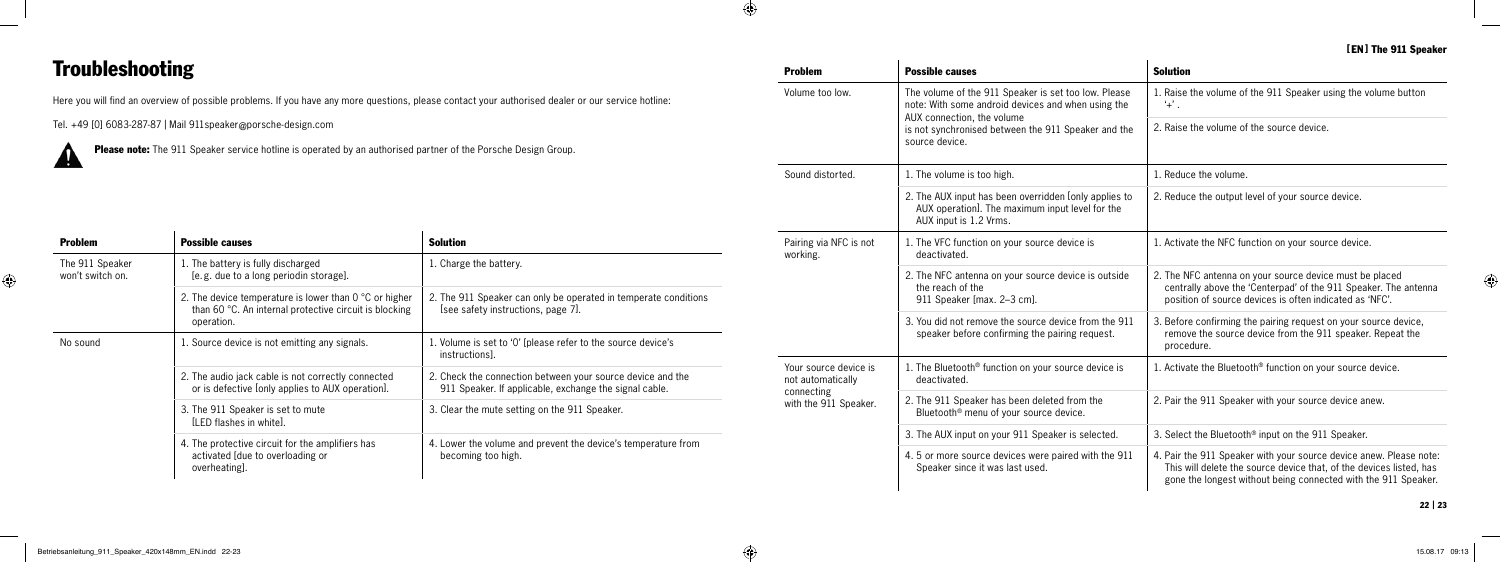# Troubleshooting

Here you will find an overview of possible problems. If you have any more questions, please contact your authorised dealer or our service hotline:

Tel. +49 [0] 6083-287-87 | Mail 911speaker@porsche-design.com

**Please note:** The 911 Speaker service hotline is operated by an authorised partner of the Porsche Design Group.

| Problem | Possible causes | Solution |
|---|---|---|
| The 911 Speaker won't switch on. | 1. The battery is fully discharged [e.g. due to a long periodin storage]. | 1. Charge the battery. |
| | 2. The device temperature is lower than 0 °C or higher than 60 °C. An internal protective circuit is blocking operation. | 2. The 911 Speaker can only be operated in temperate conditions [see safety instructions, page 7]. |
| No sound | 1. Source device is not emitting any signals. | 1. Volume is set to '0' [please refer to the source device's instructions]. |
| | 2. The audio jack cable is not correctly connected or is defective [only applies to AUX operation]. | 2. Check the connection between your source device and the 911 Speaker. If applicable, exchange the signal cable. |
| | 3. The 911 Speaker is set to mute [LED flashes in white]. | 3. Clear the mute setting on the 911 Speaker. |
| | 4. The protective circuit for the amplifiers has activated [due to overloading or overheating]. | 4. Lower the volume and prevent the device's temperature from becoming too high. |

| Problem | Possible causes | Solution |
|---|---|---|
| Volume too low. | The volume of the 911 Speaker is set too low. Please note: With some android devices and when using the AUX connection, the volume is not synchronised between the 911 Speaker and the source device. | 1. Raise the volume of the 911 Speaker using the volume button '+'. |
| | | 2. Raise the volume of the source device. |
| Sound distorted. | 1. The volume is too high. | 1. Reduce the volume. |
| | 2. The AUX input has been overridden [only applies to AUX operation]. The maximum input level for the AUX input is 1.2 Vrms. | 2. Reduce the output level of your source device. |
| Pairing via NFC is not working. | 1. The VFC function on your source device is deactivated. | 1. Activate the NFC function on your source device. |
| | 2. The NFC antenna on your source device is outside the reach of the 911 Speaker [max. 2–3 cm]. | 2. The NFC antenna on your source device must be placed centrally above the 'Centerpad' of the 911 Speaker. The antenna position of source devices is often indicated as 'NFC'. |
| | 3. You did not remove the source device from the 911 speaker before confirming the pairing request. | 3. Before confirming the pairing request on your source device, remove the source device from the 911 speaker. Repeat the procedure. |
| Your source device is not automatically connecting with the 911 Speaker. | 1. The Bluetooth® function on your source device is deactivated. | 1. Activate the Bluetooth® function on your source device. |
| | 2. The 911 Speaker has been deleted from the Bluetooth® menu of your source device. | 2. Pair the 911 Speaker with your source device anew. |
| | 3. The AUX input on your 911 Speaker is selected. | 3. Select the Bluetooth® input on the 911 Speaker. |
| | 4. 5 or more source devices were paired with the 911 Speaker since it was last used. | 4. Pair the 911 Speaker with your source device anew. Please note: This will delete the source device that, of the devices listed, has gone the longest without being connected with the 911 Speaker. |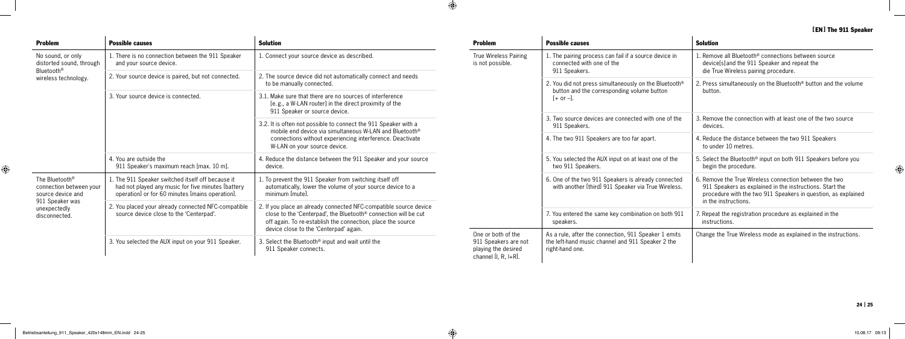| Problem | Possible causes | Solution |
| --- | --- | --- |
| No sound, or only distorted sound, through Bluetooth® wireless technology. | 1. There is no connection between the 911 Speaker and your source device. | 1. Connect your source device as described. |
| | 2. Your source device is paired, but not connected. | 2. The source device did not automatically connect and needs to be manually connected. |
| | 3. Your source device is connected. | 3.1. Make sure that there are no sources of interference [e.g., a W-LAN router] in the direct proximity of the 911 Speaker or source device. |
| | | 3.2. It is often not possible to connect the 911 Speaker with a mobile end device via simultaneous W-LAN and Bluetooth® connections without experiencing interference. Deactivate W-LAN on your source device. |
| | 4. You are outside the 911 Speaker's maximum reach [max. 10 m]. | 4. Reduce the distance between the 911 Speaker and your source device. |
| The Bluetooth® connection between your source device and 911 Speaker was unexpectedly disconnected. | 1. The 911 Speaker switched itself off because it had not played any music for five minutes [battery operation] or for 60 minutes [mains operation]. | 1. To prevent the 911 Speaker from switching itself off automatically, lower the volume of your source device to a minimum [mute]. |
| | 2. You placed your already connected NFC-compatible source device close to the 'Centerpad'. | 2. If you place an already connected NFC-compatible source device close to the 'Centerpad', the Bluetooth® connection will be cut off again. To re-establish the connection, place the source device close to the 'Centerpad' again. |
| | 3. You selected the AUX input on your 911 Speaker. | 3. Select the Bluetooth® input and wait until the 911 Speaker connects. |

| Problem | Possible causes | Solution |
| --- | --- | --- |
| True Wireless Pairing is not possible. | 1. The pairing process can fail if a source device in connected with one of the 911 Speakers. | 1. Remove all Bluetooth® connections between source device[s] and the 911 Speaker and repeat the die True Wireless pairing procedure. |
| | 2. You did not press simultaneously on the Bluetooth® button and the corresponding volume button [+ or –]. | 2. Press simultaneously on the Bluetooth® button and the volume button. |
| | 3. Two source devices are connected with one of the 911 Speakers. | 3. Remove the connection with at least one of the two source devices. |
| | 4. The two 911 Speakers are too far apart. | 4. Reduce the distance between the two 911 Speakers to under 10 metres. |
| | 5. You selected the AUX input on at least one of the two 911 Speakers. | 5. Select the Bluetooth® input on both 911 Speakers before you begin the procedure. |
| | 6. One of the two 911 Speakers is already connected with another [third] 911 Speaker via True Wireless. | 6. Remove the True Wireless connection between the two 911 Speakers as explained in the instructions. Start the procedure with the two 911 Speakers in question, as explained in the instructions. |
| | 7. You entered the same key combination on both 911 speakers. | 7. Repeat the registration procedure as explained in the instructions. |
| One or both of the 911 Speakers are not playing the desired channel [l, R, l+R]. | As a rule, after the connection, 911 Speaker 1 emits the left-hand music channel and 911 Speaker 2 the right-hand one. | Change the True Wireless mode as explained in the instructions. |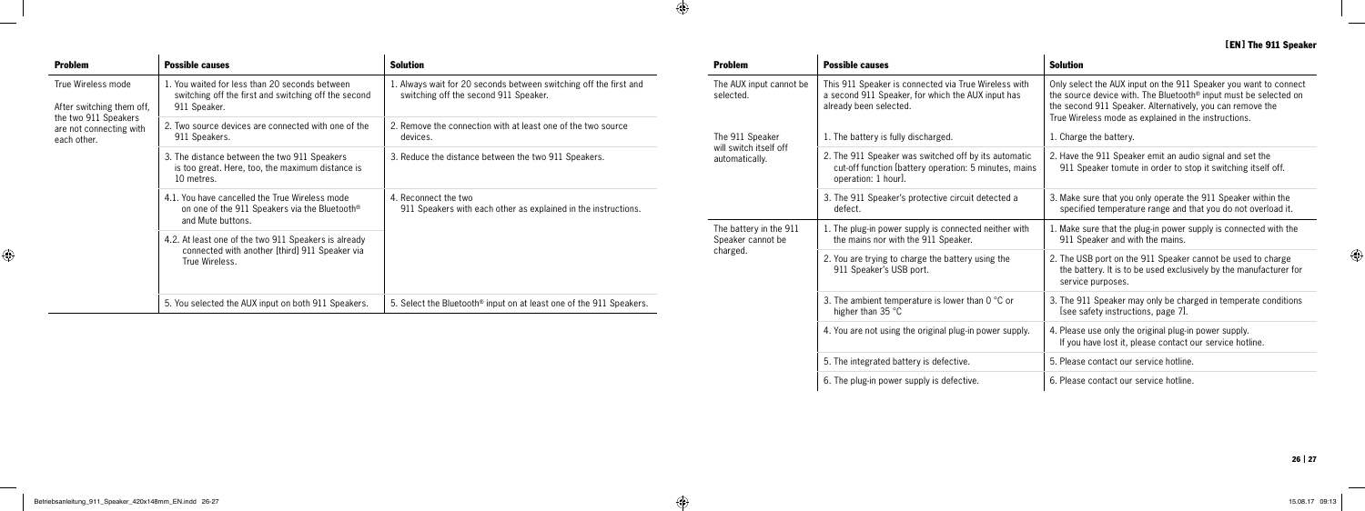| Problem | Possible causes | Solution |
|---|---|---|
| True Wireless mode<br><br>After switching them off, the two 911 Speakers are not connecting with each other. | 1. You waited for less than 20 seconds between switching off the first and switching off the second 911 Speaker. | 1. Always wait for 20 seconds between switching off the first and switching off the second 911 Speaker. |
| | 2. Two source devices are connected with one of the 911 Speakers. | 2. Remove the connection with at least one of the two source devices. |
| | 3. The distance between the two 911 Speakers is too great. Here, too, the maximum distance is 10 metres. | 3. Reduce the distance between the two 911 Speakers. |
| | 4.1. You have cancelled the True Wireless mode on one of the 911 Speakers via the Bluetooth® and Mute buttons.<br><br>4.2. At least one of the two 911 Speakers is already connected with another [third] 911 Speaker via True Wireless. | 4. Reconnect the two 911 Speakers with each other as explained in the instructions. |
| | 5. You selected the AUX input on both 911 Speakers. | 5. Select the Bluetooth® input on at least one of the 911 Speakers. |

| Problem | Possible causes | Solution |
|---|---|---|
| The AUX input cannot be selected. | This 911 Speaker is connected via True Wireless with a second 911 Speaker, for which the AUX input has already been selected. | Only select the AUX input on the 911 Speaker you want to connect the source device with. The Bluetooth® input must be selected on the second 911 Speaker. Alternatively, you can remove the True Wireless mode as explained in the instructions. |
| The 911 Speaker will switch itself off automatically. | 1. The battery is fully discharged. | 1. Charge the battery. |
| | 2. The 911 Speaker was switched off by its automatic cut-off function [battery operation: 5 minutes, mains operation: 1 hour]. | 2. Have the 911 Speaker emit an audio signal and set the 911 Speaker tomute in order to stop it switching itself off. |
| | 3. The 911 Speaker's protective circuit detected a defect. | 3. Make sure that you only operate the 911 Speaker within the specified temperature range and that you do not overload it. |
| The battery in the 911 Speaker cannot be charged. | 1. The plug-in power supply is connected neither with the mains nor with the 911 Speaker. | 1. Make sure that the plug-in power supply is connected with the 911 Speaker and with the mains. |
| | 2. You are trying to charge the battery using the 911 Speaker's USB port. | 2. The USB port on the 911 Speaker cannot be used to charge the battery. It is to be used exclusively by the manufacturer for service purposes. |
| | 3. The ambient temperature is lower than 0 °C or higher than 35 °C | 3. The 911 Speaker may only be charged in temperate conditions [see safety instructions, page 7]. |
| | 4. You are not using the original plug-in power supply. | 4. Please use only the original plug-in power supply. If you have lost it, please contact our service hotline. |
| | 5. The integrated battery is defective. | 5. Please contact our service hotline. |
| | 6. The plug-in power supply is defective. | 6. Please contact our service hotline. |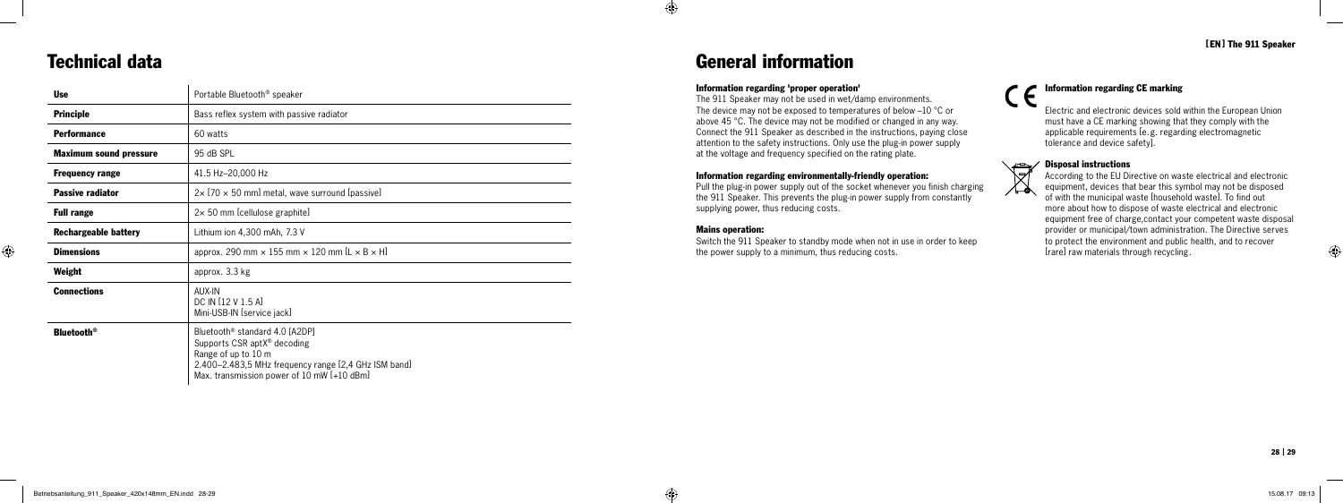# Technical data

| Use | Portable Bluetooth® speaker |
|---|---|
| **Principle** | Bass reflex system with passive radiator |
| **Performance** | 60 watts |
| **Maximum sound pressure** | 95 dB SPL |
| **Frequency range** | 41.5 Hz–20,000 Hz |
| **Passive radiator** | 2× (70 × 50 mm) metal, wave surround (passive) |
| **Full range** | 2× 50 mm (cellulose graphite) |
| **Rechargeable battery** | Lithium ion 4,300 mAh, 7.3 V |
| **Dimensions** | approx. 290 mm × 155 mm × 120 mm (L × B × H) |
| **Weight** | approx. 3.3 kg |
| **Connections** | AUX-IN<br>DC IN (12 V 1.5 A)<br>Mini-USB-IN (service jack) |
| **Bluetooth®** | Bluetooth® standard 4.0 (A2DP)<br>Supports CSR aptX® decoding<br>Range of up to 10 m<br>2.400–2.483,5 MHz frequency range (2,4 GHz ISM band)<br>Max. transmission power of 10 mW (+10 dBm) |

# General information

### Information regarding 'proper operation'

The 911 Speaker may not be used in wet/damp environments. The device may not be exposed to temperatures of below –10 °C or above 45 °C. The device may not be modified or changed in any way. Connect the 911 Speaker as described in the instructions, paying close attention to the safety instructions. Only use the plug-in power supply at the voltage and frequency specified on the rating plate.

### Information regarding environmentally-friendly operation:

Pull the plug-in power supply out of the socket whenever you finish charging the 911 Speaker. This prevents the plug-in power supply from constantly supplying power, thus reducing costs.

### Mains operation:

Switch the 911 Speaker to standby mode when not in use in order to keep the power supply to a minimum, thus reducing costs.

### Information regarding CE marking

Electric and electronic devices sold within the European Union must have a CE marking showing that they comply with the applicable requirements (e. g. regarding electromagnetic tolerance and device safety).

### Disposal instructions

According to the EU Directive on waste electrical and electronic equipment, devices that bear this symbol may not be disposed of with the municipal waste (household waste). To find out more about how to dispose of waste electrical and electronic equipment free of charge,contact your competent waste disposal provider or municipal/town administration. The Directive serves to protect the environment and public health, and to recover (rare) raw materials through recycling.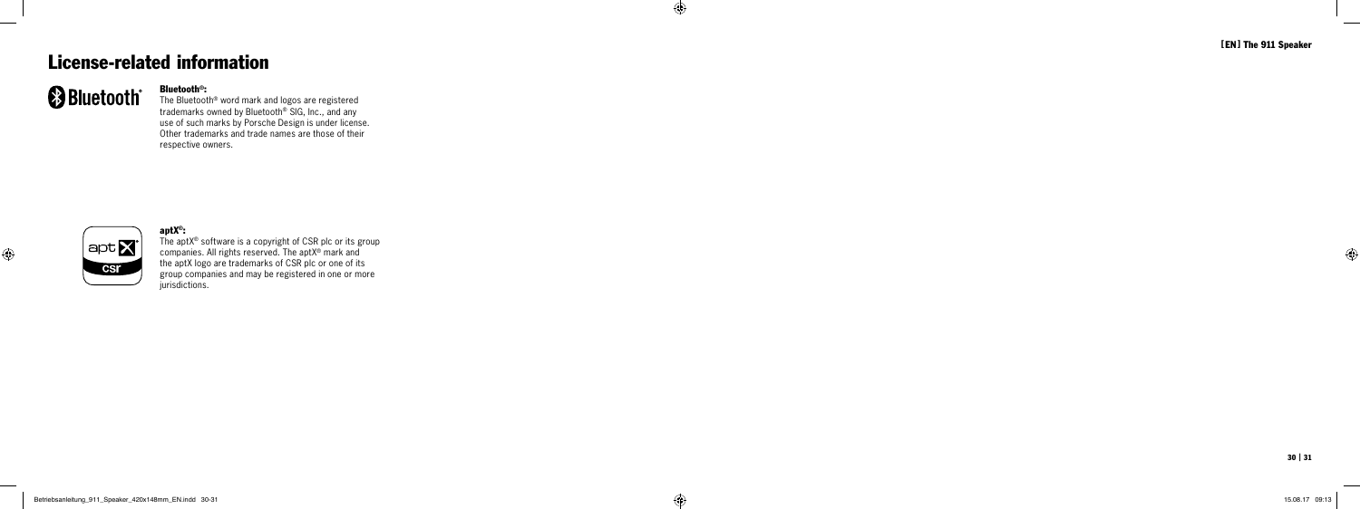# License-related information

**Bluetooth®:**

The Bluetooth® word mark and logos are registered trademarks owned by Bluetooth® SIG, Inc., and any use of such marks by Porsche Design is under license. Other trademarks and trade names are those of their respective owners.

**aptX®:**

The aptX® software is a copyright of CSR plc or its group companies. All rights reserved. The aptX® mark and the aptX logo are trademarks of CSR plc or one of its group companies and may be registered in one or more jurisdictions.